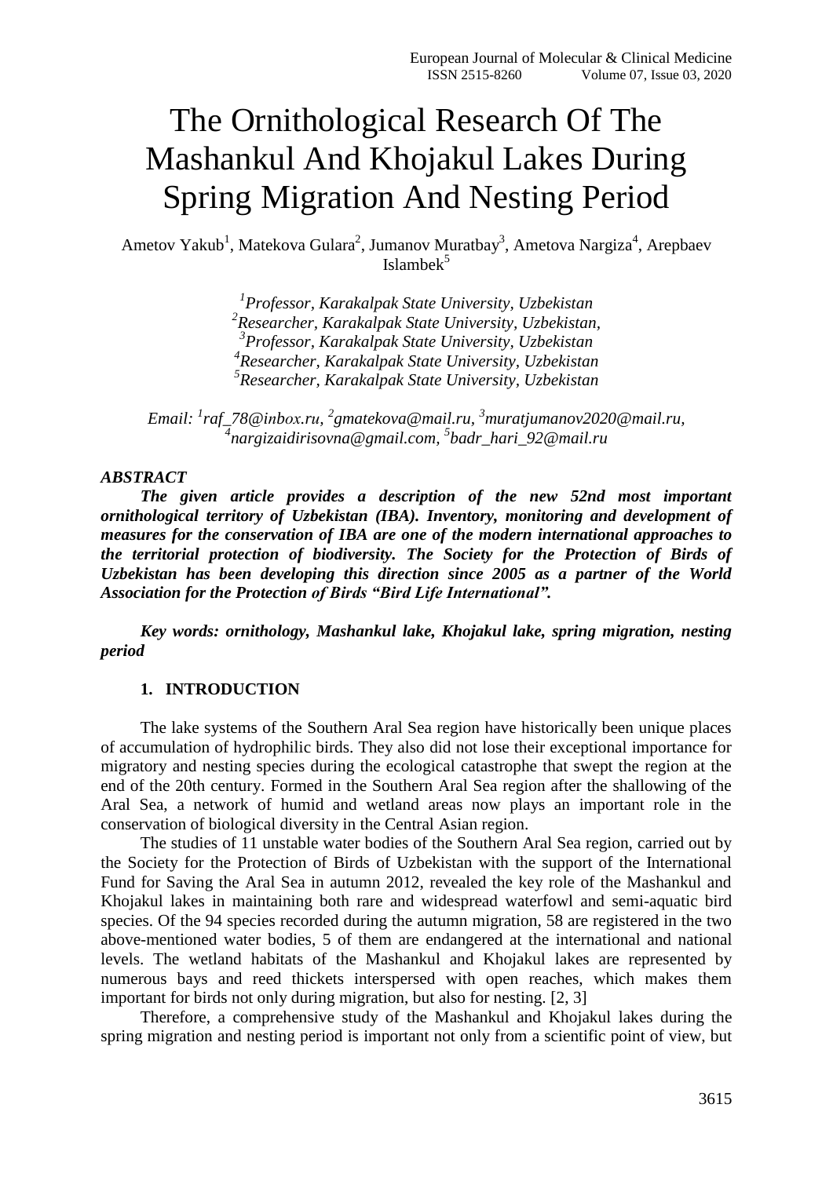# The Ornithological Research Of The Mashankul And Khojakul Lakes During Spring Migration And Nesting Period

Ametov Yakub[1], Matekova Gulara[2], Jumanov Muratbay[3], Ametova Nargiza[4], Arepbaev Islambek[5]

*[1]Professor, Karakalpak State University, Uzbekistan*
*[2]Researcher, Karakalpak State University, Uzbekistan,*
*[3]Professor, Karakalpak State University, Uzbekistan*
*[4]Researcher, Karakalpak State University, Uzbekistan*
*[5]Researcher, Karakalpak State University, Uzbekistan*

*Email: [1]raf_78@inbox.ru, [2]gmatekova@mail.ru, [3]muratjumanov2020@mail.ru, [4]nargizaidirisovna@gmail.com, [5]badr_hari_92@mail.ru*

***ABSTRACT***

***The given article provides a description of the new 52nd most important ornithological territory of Uzbekistan (IBA). Inventory, monitoring and development of measures for the conservation of IBA are one of the modern international approaches to the territorial protection of biodiversity. The Society for the Protection of Birds of Uzbekistan has been developing this direction since 2005 as a partner of the World Association for the Protection of Birds "Bird Life International".***

***Key words: ornithology, Mashankul lake, Khojakul lake, spring migration, nesting period***

## 1. INTRODUCTION

The lake systems of the Southern Aral Sea region have historically been unique places of accumulation of hydrophilic birds. They also did not lose their exceptional importance for migratory and nesting species during the ecological catastrophe that swept the region at the end of the 20th century. Formed in the Southern Aral Sea region after the shallowing of the Aral Sea, a network of humid and wetland areas now plays an important role in the conservation of biological diversity in the Central Asian region.

The studies of 11 unstable water bodies of the Southern Aral Sea region, carried out by the Society for the Protection of Birds of Uzbekistan with the support of the International Fund for Saving the Aral Sea in autumn 2012, revealed the key role of the Mashankul and Khojakul lakes in maintaining both rare and widespread waterfowl and semi-aquatic bird species. Of the 94 species recorded during the autumn migration, 58 are registered in the two above-mentioned water bodies, 5 of them are endangered at the international and national levels. The wetland habitats of the Mashankul and Khojakul lakes are represented by numerous bays and reed thickets interspersed with open reaches, which makes them important for birds not only during migration, but also for nesting. [2, 3]

Therefore, a comprehensive study of the Mashankul and Khojakul lakes during the spring migration and nesting period is important not only from a scientific point of view, but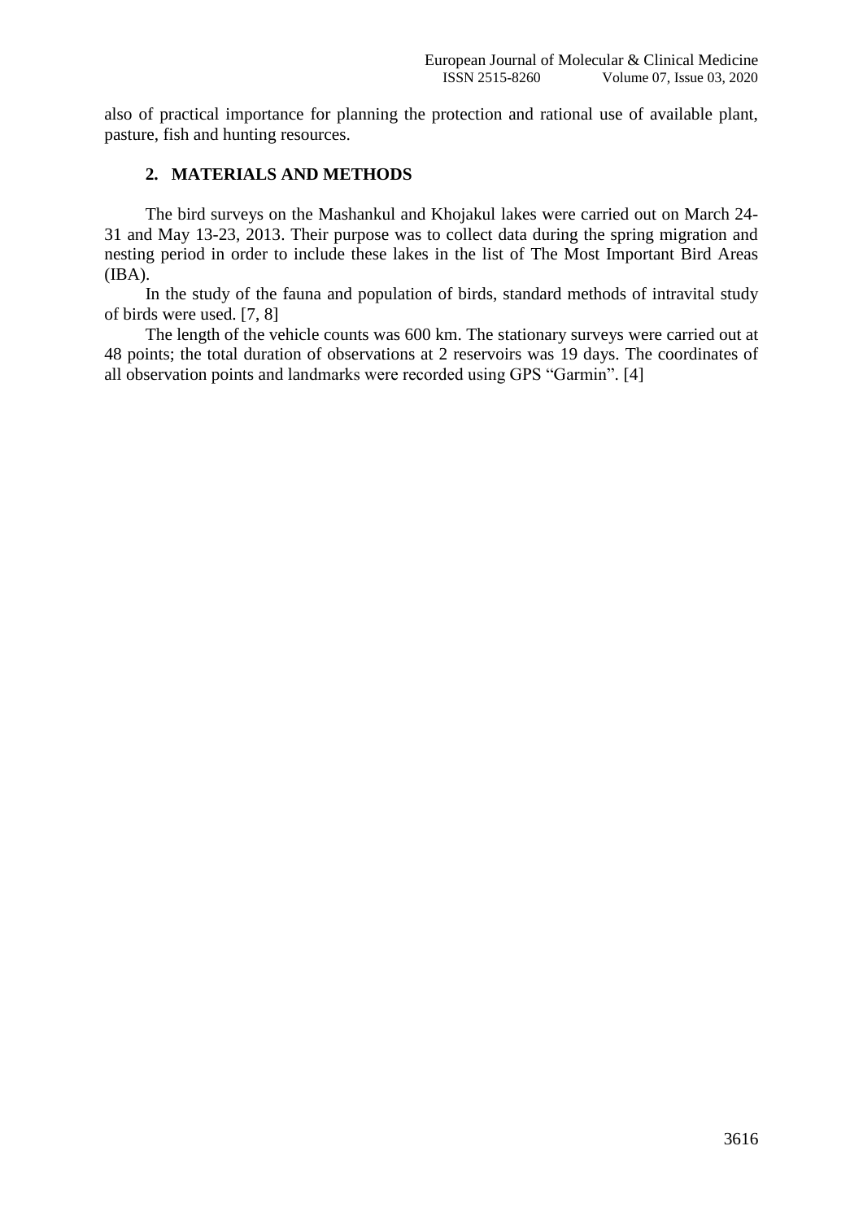also of practical importance for planning the protection and rational use of available plant, pasture, fish and hunting resources.

## 2. MATERIALS AND METHODS

The bird surveys on the Mashankul and Khojakul lakes were carried out on March 24-31 and May 13-23, 2013. Their purpose was to collect data during the spring migration and nesting period in order to include these lakes in the list of The Most Important Bird Areas (IBA).

In the study of the fauna and population of birds, standard methods of intravital study of birds were used. [7, 8]

The length of the vehicle counts was 600 km. The stationary surveys were carried out at 48 points; the total duration of observations at 2 reservoirs was 19 days. The coordinates of all observation points and landmarks were recorded using GPS "Garmin". [4]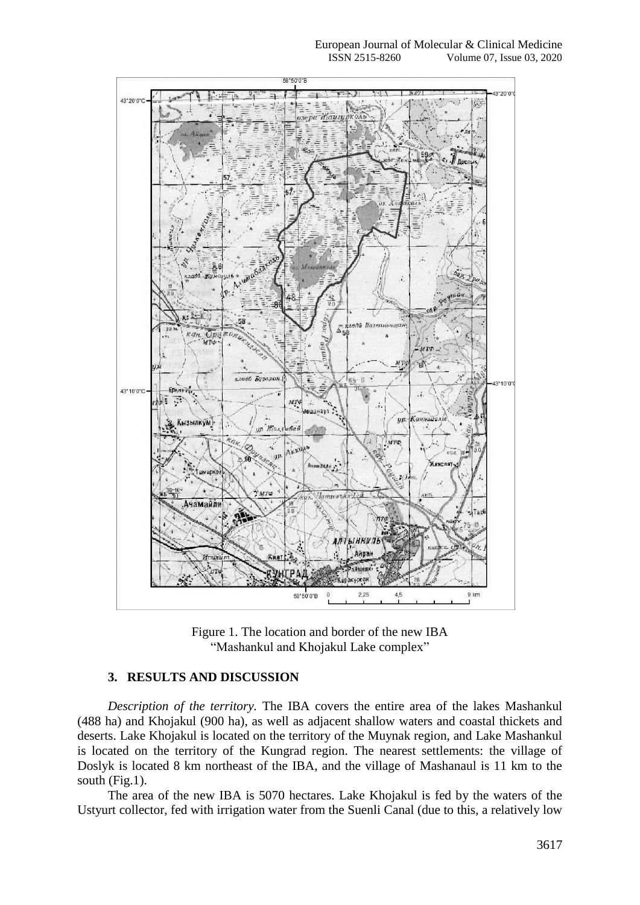Figure 1. The location and border of the new IBA “Mashankul and Khojakul Lake complex”

## 3. RESULTS AND DISCUSSION

*Description of the territory.* The IBA covers the entire area of the lakes Mashankul (488 ha) and Khojakul (900 ha), as well as adjacent shallow waters and coastal thickets and deserts. Lake Khojakul is located on the territory of the Muynak region, and Lake Mashankul is located on the territory of the Kungrad region. The nearest settlements: the village of Doslyk is located 8 km northeast of the IBA, and the village of Mashanaul is 11 km to the south (Fig.1).

The area of the new IBA is 5070 hectares. Lake Khojakul is fed by the waters of the Ustyurt collector, fed with irrigation water from the Suenli Canal (due to this, a relatively low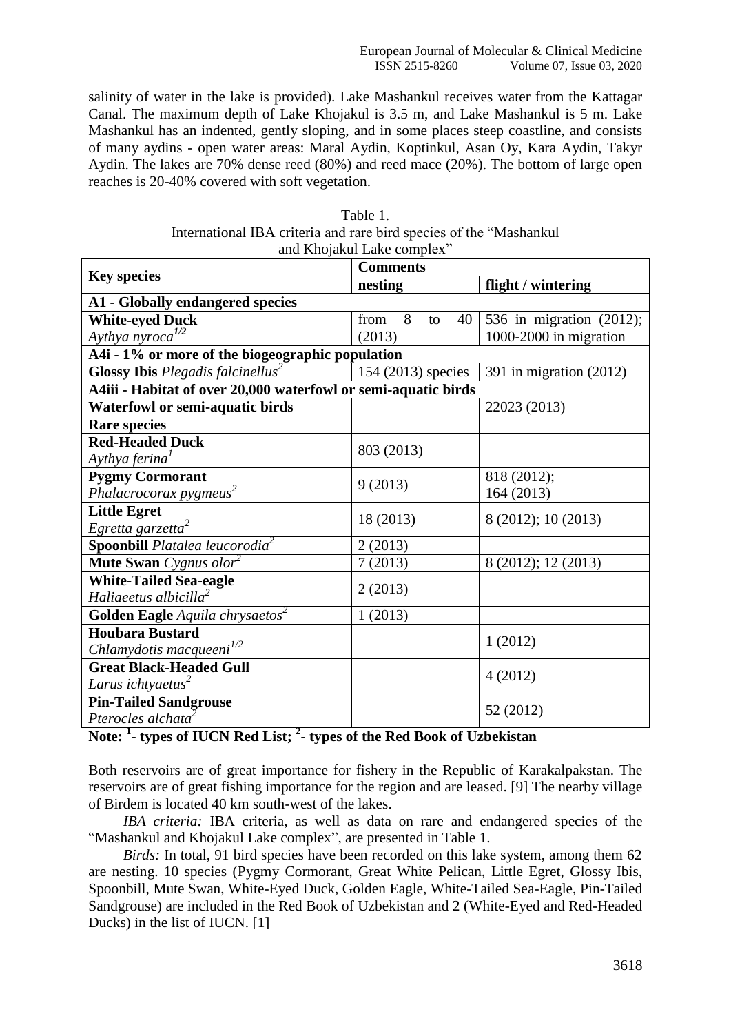salinity of water in the lake is provided). Lake Mashankul receives water from the Kattagar Canal. The maximum depth of Lake Khojakul is 3.5 m, and Lake Mashankul is 5 m. Lake Mashankul has an indented, gently sloping, and in some places steep coastline, and consists of many aydins - open water areas: Maral Aydin, Koptinkul, Asan Oy, Kara Aydin, Takyr Aydin. The lakes are 70% dense reed (80%) and reed mace (20%). The bottom of large open reaches is 20-40% covered with soft vegetation.

Table 1.
International IBA criteria and rare bird species of the "Mashankul and Khojakul Lake complex"

| **Key species** | **Comments** | |
|---|---|---|
| | **nesting** | **flight / wintering** |
| **A1 - Globally endangered species** | | |
| **White-eyed Duck** *Aythya nyroca*[1/2] | from 8 to 40 (2013) | 536 in migration (2012); 1000-2000 in migration |
| **A4i - 1% or more of the biogeographic population** | | |
| **Glossy Ibis** *Plegadis falcinellus*[2] | 154 (2013) species | 391 in migration (2012) |
| **A4iii - Habitat of over 20,000 waterfowl or semi-aquatic birds** | | |
| **Waterfowl or semi-aquatic birds** | | 22023 (2013) |
| **Rare species** | | |
| **Red-Headed Duck** *Aythya ferina*[1] | 803 (2013) | |
| **Pygmy Cormorant** *Phalacrocorax pygmeus*[2] | 9 (2013) | 818 (2012); 164 (2013) |
| **Little Egret** *Egretta garzetta*[2] | 18 (2013) | 8 (2012); 10 (2013) |
| **Spoonbill** *Platalea leucorodia*[2] | 2 (2013) | |
| **Mute Swan** *Cygnus olor*[2] | 7 (2013) | 8 (2012); 12 (2013) |
| **White-Tailed Sea-eagle** *Haliaeetus albicilla*[2] | 2 (2013) | |
| **Golden Eagle** *Aquila chrysaetos*[2] | 1 (2013) | |
| **Houbara Bustard** *Chlamydotis macqueeni*[1/2] | | 1 (2012) |
| **Great Black-Headed Gull** *Larus ichtyaetus*[2] | | 4 (2012) |
| **Pin-Tailed Sandgrouse** *Pterocles alchata*[2] | | 52 (2012) |

**Note: [1]- types of IUCN Red List; [2]- types of the Red Book of Uzbekistan**

Both reservoirs are of great importance for fishery in the Republic of Karakalpakstan. The reservoirs are of great fishing importance for the region and are leased. [9] The nearby village of Birdem is located 40 km south-west of the lakes.

*IBA criteria:* IBA criteria, as well as data on rare and endangered species of the "Mashankul and Khojakul Lake complex", are presented in Table 1.

*Birds:* In total, 91 bird species have been recorded on this lake system, among them 62 are nesting. 10 species (Pygmy Cormorant, Great White Pelican, Little Egret, Glossy Ibis, Spoonbill, Mute Swan, White-Eyed Duck, Golden Eagle, White-Tailed Sea-Eagle, Pin-Tailed Sandgrouse) are included in the Red Book of Uzbekistan and 2 (White-Eyed and Red-Headed Ducks) in the list of IUCN. [1]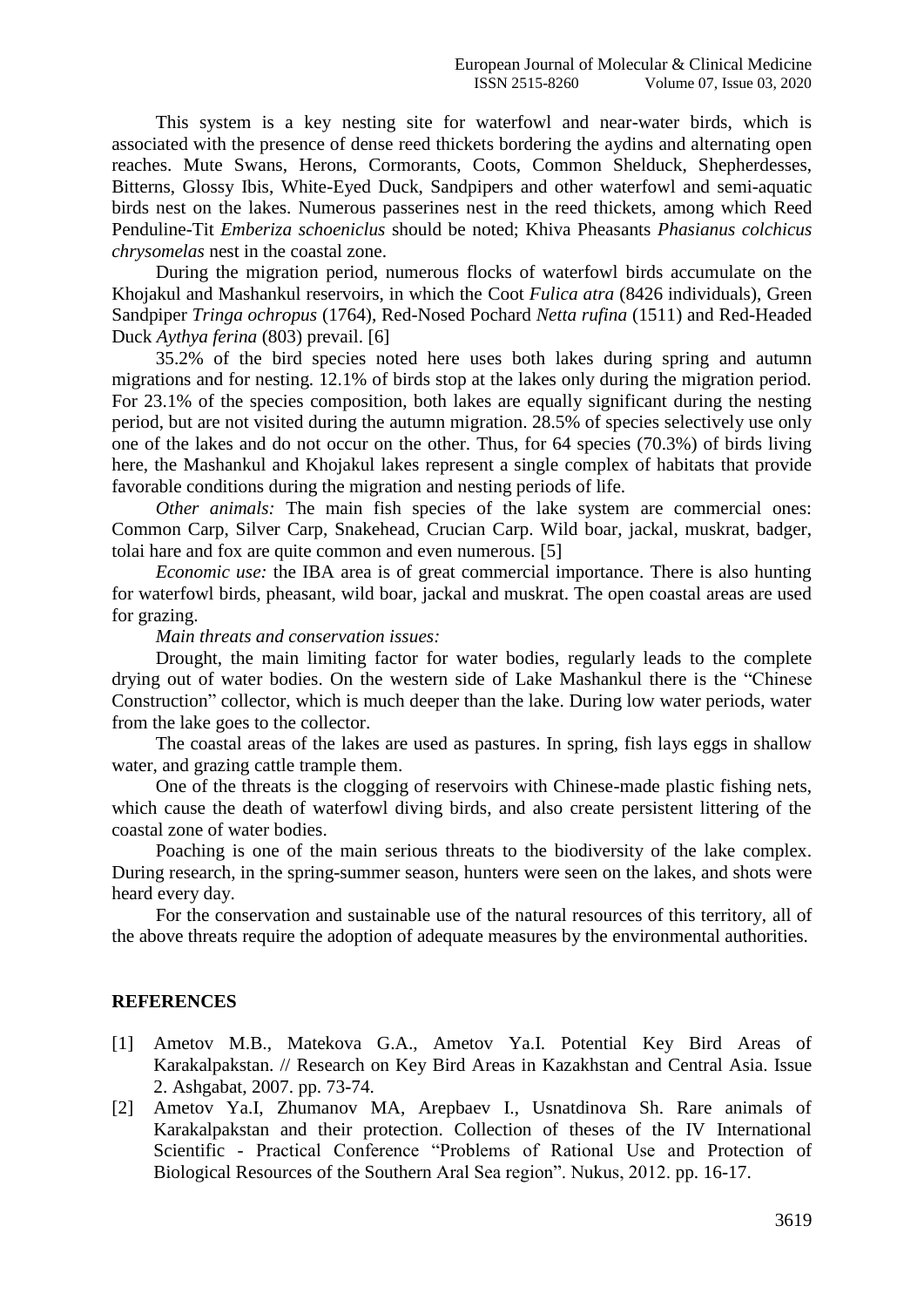This system is a key nesting site for waterfowl and near-water birds, which is associated with the presence of dense reed thickets bordering the aydins and alternating open reaches. Mute Swans, Herons, Cormorants, Coots, Common Shelduck, Shepherdesses, Bitterns, Glossy Ibis, White-Eyed Duck, Sandpipers and other waterfowl and semi-aquatic birds nest on the lakes. Numerous passerines nest in the reed thickets, among which Reed Penduline-Tit *Emberiza schoeniclus* should be noted; Khiva Pheasants *Phasianus colchicus chrysomelas* nest in the coastal zone.

During the migration period, numerous flocks of waterfowl birds accumulate on the Khojakul and Mashankul reservoirs, in which the Coot *Fulica atra* (8426 individuals), Green Sandpiper *Tringa ochropus* (1764), Red-Nosed Pochard *Netta rufina* (1511) and Red-Headed Duck *Aythya ferina* (803) prevail. [6]

35.2% of the bird species noted here uses both lakes during spring and autumn migrations and for nesting. 12.1% of birds stop at the lakes only during the migration period. For 23.1% of the species composition, both lakes are equally significant during the nesting period, but are not visited during the autumn migration. 28.5% of species selectively use only one of the lakes and do not occur on the other. Thus, for 64 species (70.3%) of birds living here, the Mashankul and Khojakul lakes represent a single complex of habitats that provide favorable conditions during the migration and nesting periods of life.

*Other animals:* The main fish species of the lake system are commercial ones: Common Carp, Silver Carp, Snakehead, Crucian Carp. Wild boar, jackal, muskrat, badger, tolai hare and fox are quite common and even numerous. [5]

*Economic use:* the IBA area is of great commercial importance. There is also hunting for waterfowl birds, pheasant, wild boar, jackal and muskrat. The open coastal areas are used for grazing.

*Main threats and conservation issues:*

Drought, the main limiting factor for water bodies, regularly leads to the complete drying out of water bodies. On the western side of Lake Mashankul there is the "Chinese Construction" collector, which is much deeper than the lake. During low water periods, water from the lake goes to the collector.

The coastal areas of the lakes are used as pastures. In spring, fish lays eggs in shallow water, and grazing cattle trample them.

One of the threats is the clogging of reservoirs with Chinese-made plastic fishing nets, which cause the death of waterfowl diving birds, and also create persistent littering of the coastal zone of water bodies.

Poaching is one of the main serious threats to the biodiversity of the lake complex. During research, in the spring-summer season, hunters were seen on the lakes, and shots were heard every day.

For the conservation and sustainable use of the natural resources of this territory, all of the above threats require the adoption of adequate measures by the environmental authorities.

## REFERENCES

[1] Ametov M.B., Matekova G.A., Ametov Ya.I. Potential Key Bird Areas of Karakalpakstan. // Research on Key Bird Areas in Kazakhstan and Central Asia. Issue 2. Ashgabat, 2007. pp. 73-74.

[2] Ametov Ya.I, Zhumanov MA, Arepbaev I., Usnatdinova Sh. Rare animals of Karakalpakstan and their protection. Collection of theses of the IV International Scientific - Practical Conference "Problems of Rational Use and Protection of Biological Resources of the Southern Aral Sea region". Nukus, 2012. pp. 16-17.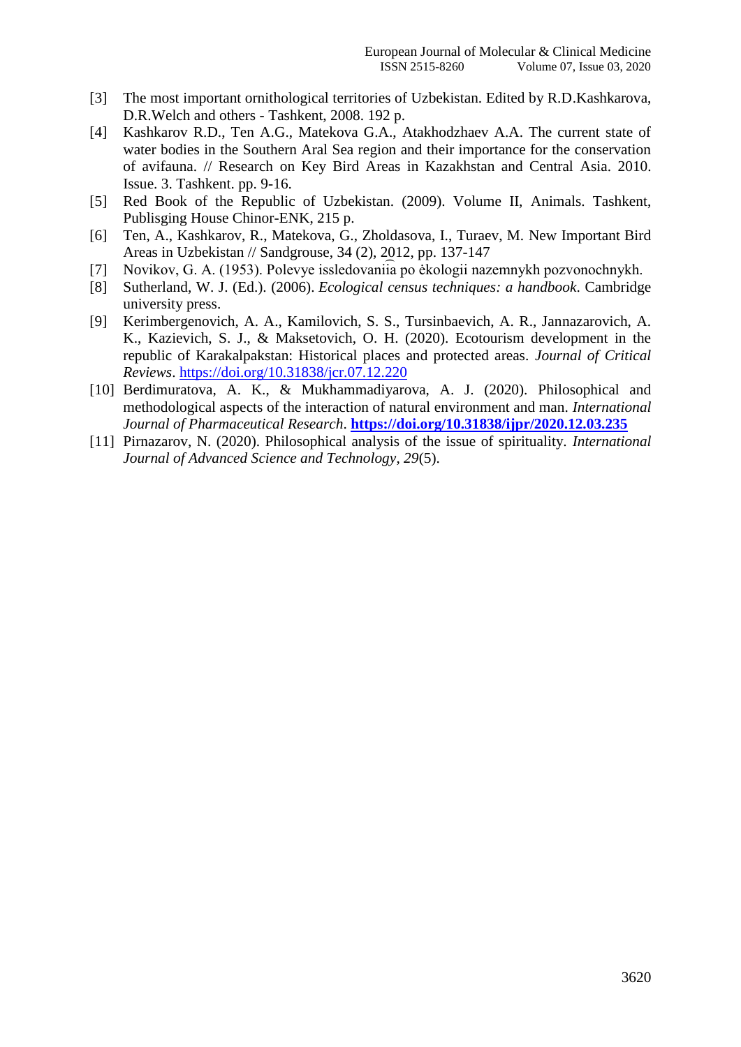[3] The most important ornithological territories of Uzbekistan. Edited by R.D.Kashkarova, D.R.Welch and others - Tashkent, 2008. 192 p.

[4] Kashkarov R.D., Ten A.G., Matekova G.A., Atakhodzhaev A.A. The current state of water bodies in the Southern Aral Sea region and their importance for the conservation of avifauna. // Research on Key Bird Areas in Kazakhstan and Central Asia. 2010. Issue. 3. Tashkent. pp. 9-16.

[5] Red Book of the Republic of Uzbekistan. (2009). Volume II, Animals. Tashkent, Publisging House Chinor-ENK, 215 p.

[6] Ten, A., Kashkarov, R., Matekova, G., Zholdasova, I., Turaev, M. New Important Bird Areas in Uzbekistan // Sandgrouse, 34 (2), 2012, pp. 137-147

[7] Novikov, G. A. (1953). Polevye issledovaniia po ėkologii nazemnykh pozvonochnykh.

[8] Sutherland, W. J. (Ed.). (2006). *Ecological census techniques: a handbook*. Cambridge university press.

[9] Kerimbergenovich, A. A., Kamilovich, S. S., Tursinbaevich, A. R., Jannazarovich, A. K., Kazievich, S. J., & Maksetovich, O. H. (2020). Ecotourism development in the republic of Karakalpakstan: Historical places and protected areas. *Journal of Critical Reviews*. https://doi.org/10.31838/jcr.07.12.220

[10] Berdimuratova, A. K., & Mukhammadiyarova, A. J. (2020). Philosophical and methodological aspects of the interaction of natural environment and man. *International Journal of Pharmaceutical Research*. **https://doi.org/10.31838/ijpr/2020.12.03.235**

[11] Pirnazarov, N. (2020). Philosophical analysis of the issue of spirituality. *International Journal of Advanced Science and Technology*, *29*(5).